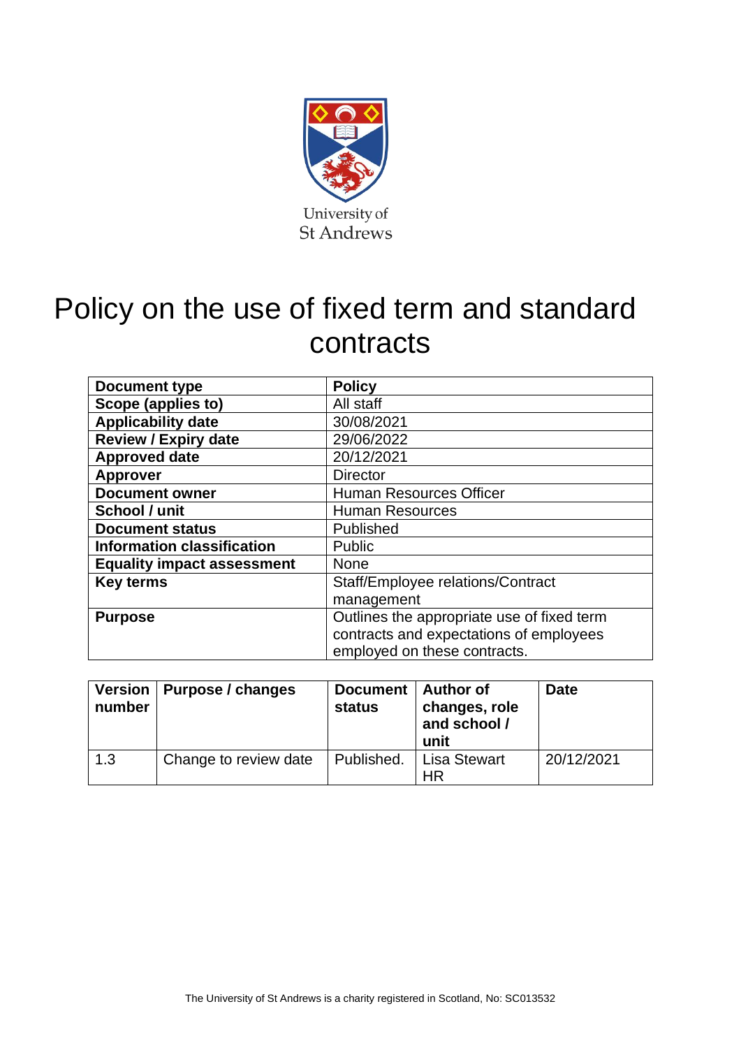University of
St Andrews

# Policy on the use of fixed term and standard contracts

| **Document type** | **Policy** |
|---|---|
| **Scope (applies to)** | All staff |
| **Applicability date** | 30/08/2021 |
| **Review / Expiry date** | 29/06/2022 |
| **Approved date** | 20/12/2021 |
| **Approver** | Director |
| **Document owner** | Human Resources Officer |
| **School / unit** | Human Resources |
| **Document status** | Published |
| **Information classification** | Public |
| **Equality impact assessment** | None |
| **Key terms** | Staff/Employee relations/Contract management |
| **Purpose** | Outlines the appropriate use of fixed term contracts and expectations of employees employed on these contracts. |

| **Version number** | **Purpose / changes** | **Document status** | **Author of changes, role and school / unit** | **Date** |
|---|---|---|---|---|
| 1.3 | Change to review date | Published. | Lisa Stewart HR | 20/12/2021 |

The University of St Andrews is a charity registered in Scotland, No: SC013532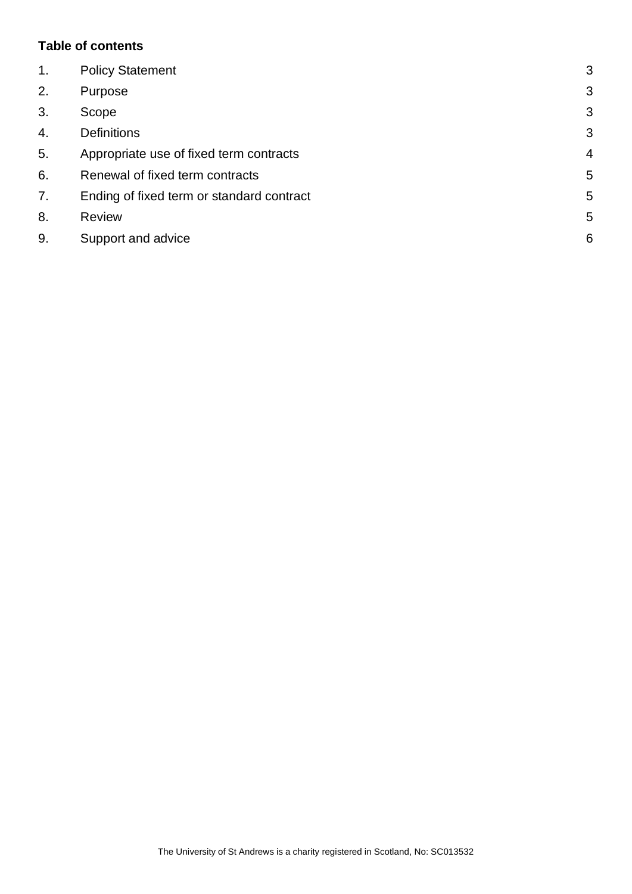**Table of contents**

| | | |
|---|---|---|
| 1. | Policy Statement | 3 |
| 2. | Purpose | 3 |
| 3. | Scope | 3 |
| 4. | Definitions | 3 |
| 5. | Appropriate use of fixed term contracts | 4 |
| 6. | Renewal of fixed term contracts | 5 |
| 7. | Ending of fixed term or standard contract | 5 |
| 8. | Review | 5 |
| 9. | Support and advice | 6 |

The University of St Andrews is a charity registered in Scotland, No: SC013532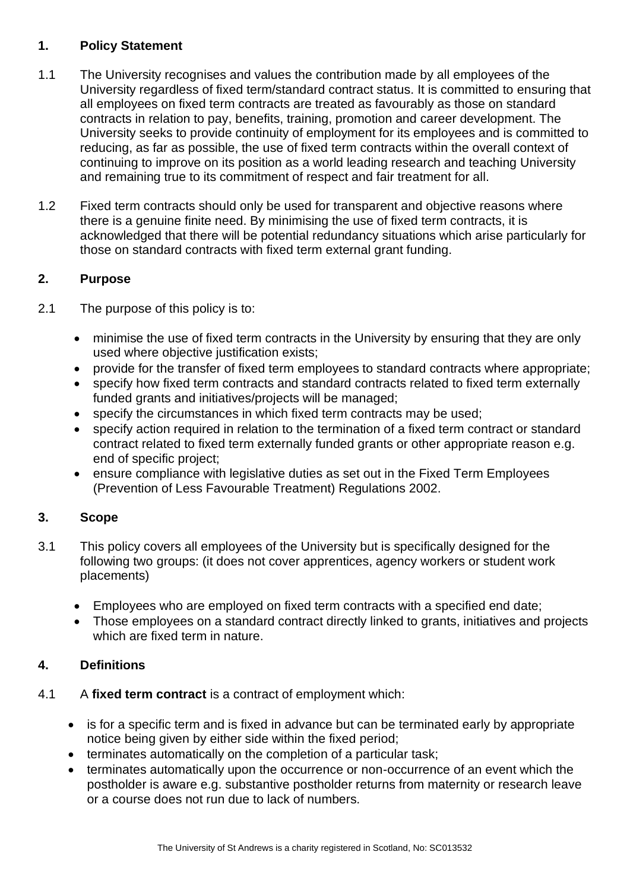## 1. Policy Statement

1.1 The University recognises and values the contribution made by all employees of the University regardless of fixed term/standard contract status. It is committed to ensuring that all employees on fixed term contracts are treated as favourably as those on standard contracts in relation to pay, benefits, training, promotion and career development. The University seeks to provide continuity of employment for its employees and is committed to reducing, as far as possible, the use of fixed term contracts within the overall context of continuing to improve on its position as a world leading research and teaching University and remaining true to its commitment of respect and fair treatment for all.

1.2 Fixed term contracts should only be used for transparent and objective reasons where there is a genuine finite need. By minimising the use of fixed term contracts, it is acknowledged that there will be potential redundancy situations which arise particularly for those on standard contracts with fixed term external grant funding.

## 2. Purpose

2.1 The purpose of this policy is to:

- minimise the use of fixed term contracts in the University by ensuring that they are only used where objective justification exists;
- provide for the transfer of fixed term employees to standard contracts where appropriate;
- specify how fixed term contracts and standard contracts related to fixed term externally funded grants and initiatives/projects will be managed;
- specify the circumstances in which fixed term contracts may be used;
- specify action required in relation to the termination of a fixed term contract or standard contract related to fixed term externally funded grants or other appropriate reason e.g. end of specific project;
- ensure compliance with legislative duties as set out in the Fixed Term Employees (Prevention of Less Favourable Treatment) Regulations 2002.

## 3. Scope

3.1 This policy covers all employees of the University but is specifically designed for the following two groups: (it does not cover apprentices, agency workers or student work placements)

- Employees who are employed on fixed term contracts with a specified end date;
- Those employees on a standard contract directly linked to grants, initiatives and projects which are fixed term in nature.

## 4. Definitions

4.1 A **fixed term contract** is a contract of employment which:

- is for a specific term and is fixed in advance but can be terminated early by appropriate notice being given by either side within the fixed period;
- terminates automatically on the completion of a particular task;
- terminates automatically upon the occurrence or non-occurrence of an event which the postholder is aware e.g. substantive postholder returns from maternity or research leave or a course does not run due to lack of numbers.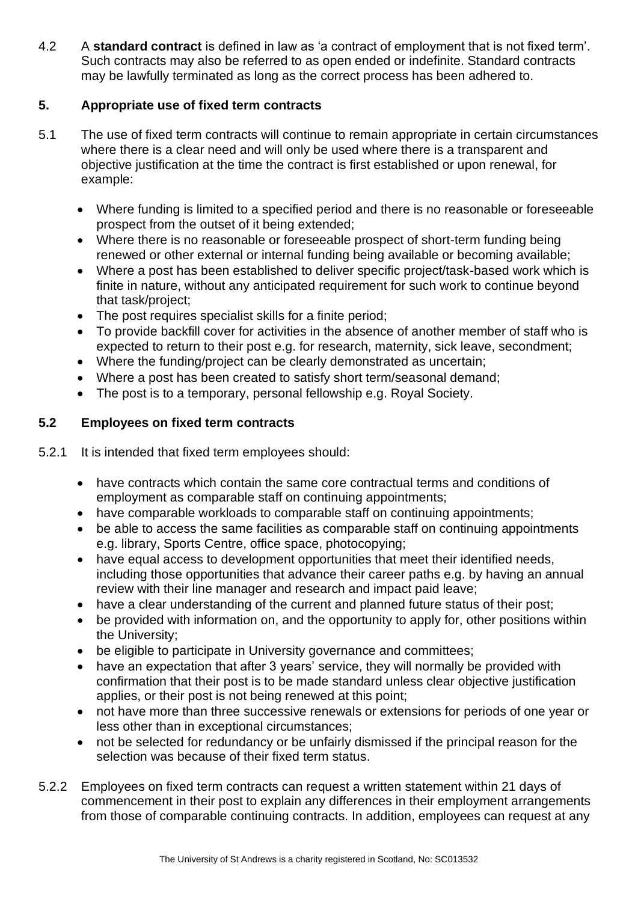4.2 A **standard contract** is defined in law as 'a contract of employment that is not fixed term'. Such contracts may also be referred to as open ended or indefinite. Standard contracts may be lawfully terminated as long as the correct process has been adhered to.

## 5. Appropriate use of fixed term contracts

5.1 The use of fixed term contracts will continue to remain appropriate in certain circumstances where there is a clear need and will only be used where there is a transparent and objective justification at the time the contract is first established or upon renewal, for example:

- Where funding is limited to a specified period and there is no reasonable or foreseeable prospect from the outset of it being extended;
- Where there is no reasonable or foreseeable prospect of short-term funding being renewed or other external or internal funding being available or becoming available;
- Where a post has been established to deliver specific project/task-based work which is finite in nature, without any anticipated requirement for such work to continue beyond that task/project;
- The post requires specialist skills for a finite period;
- To provide backfill cover for activities in the absence of another member of staff who is expected to return to their post e.g. for research, maternity, sick leave, secondment;
- Where the funding/project can be clearly demonstrated as uncertain;
- Where a post has been created to satisfy short term/seasonal demand;
- The post is to a temporary, personal fellowship e.g. Royal Society.

### 5.2 Employees on fixed term contracts

5.2.1 It is intended that fixed term employees should:

- have contracts which contain the same core contractual terms and conditions of employment as comparable staff on continuing appointments;
- have comparable workloads to comparable staff on continuing appointments;
- be able to access the same facilities as comparable staff on continuing appointments e.g. library, Sports Centre, office space, photocopying;
- have equal access to development opportunities that meet their identified needs, including those opportunities that advance their career paths e.g. by having an annual review with their line manager and research and impact paid leave;
- have a clear understanding of the current and planned future status of their post;
- be provided with information on, and the opportunity to apply for, other positions within the University;
- be eligible to participate in University governance and committees;
- have an expectation that after 3 years' service, they will normally be provided with confirmation that their post is to be made standard unless clear objective justification applies, or their post is not being renewed at this point;
- not have more than three successive renewals or extensions for periods of one year or less other than in exceptional circumstances;
- not be selected for redundancy or be unfairly dismissed if the principal reason for the selection was because of their fixed term status.

5.2.2 Employees on fixed term contracts can request a written statement within 21 days of commencement in their post to explain any differences in their employment arrangements from those of comparable continuing contracts. In addition, employees can request at any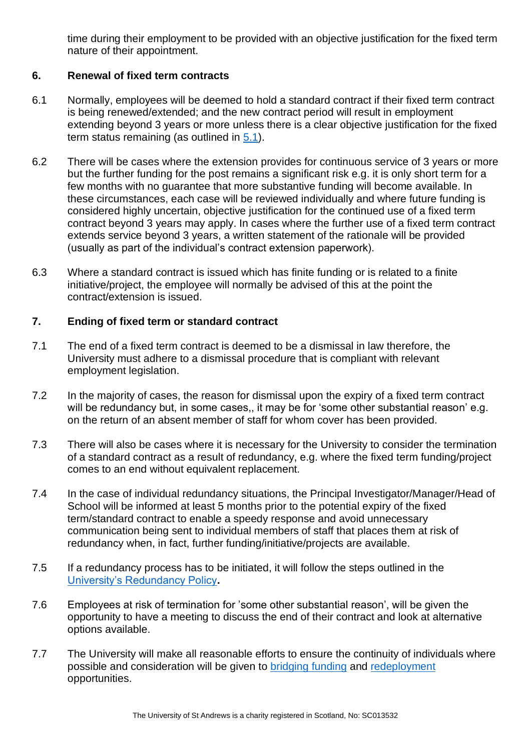time during their employment to be provided with an objective justification for the fixed term nature of their appointment.

## 6. Renewal of fixed term contracts

6.1 Normally, employees will be deemed to hold a standard contract if their fixed term contract is being renewed/extended; and the new contract period will result in employment extending beyond 3 years or more unless there is a clear objective justification for the fixed term status remaining (as outlined in [5.1](#)).

6.2 There will be cases where the extension provides for continuous service of 3 years or more but the further funding for the post remains a significant risk e.g. it is only short term for a few months with no guarantee that more substantive funding will become available. In these circumstances, each case will be reviewed individually and where future funding is considered highly uncertain, objective justification for the continued use of a fixed term contract beyond 3 years may apply. In cases where the further use of a fixed term contract extends service beyond 3 years, a written statement of the rationale will be provided (usually as part of the individual's contract extension paperwork).

6.3 Where a standard contract is issued which has finite funding or is related to a finite initiative/project, the employee will normally be advised of this at the point the contract/extension is issued.

## 7. Ending of fixed term or standard contract

7.1 The end of a fixed term contract is deemed to be a dismissal in law therefore, the University must adhere to a dismissal procedure that is compliant with relevant employment legislation.

7.2 In the majority of cases, the reason for dismissal upon the expiry of a fixed term contract will be redundancy but, in some cases,, it may be for 'some other substantial reason' e.g. on the return of an absent member of staff for whom cover has been provided.

7.3 There will also be cases where it is necessary for the University to consider the termination of a standard contract as a result of redundancy, e.g. where the fixed term funding/project comes to an end without equivalent replacement.

7.4 In the case of individual redundancy situations, the Principal Investigator/Manager/Head of School will be informed at least 5 months prior to the potential expiry of the fixed term/standard contract to enable a speedy response and avoid unnecessary communication being sent to individual members of staff that places them at risk of redundancy when, in fact, further funding/initiative/projects are available.

7.5 If a redundancy process has to be initiated, it will follow the steps outlined in the [University's Redundancy Policy](#)**.**

7.6 Employees at risk of termination for 'some other substantial reason', will be given the opportunity to have a meeting to discuss the end of their contract and look at alternative options available.

7.7 The University will make all reasonable efforts to ensure the continuity of individuals where possible and consideration will be given to [bridging funding](#) and [redeployment](#) opportunities.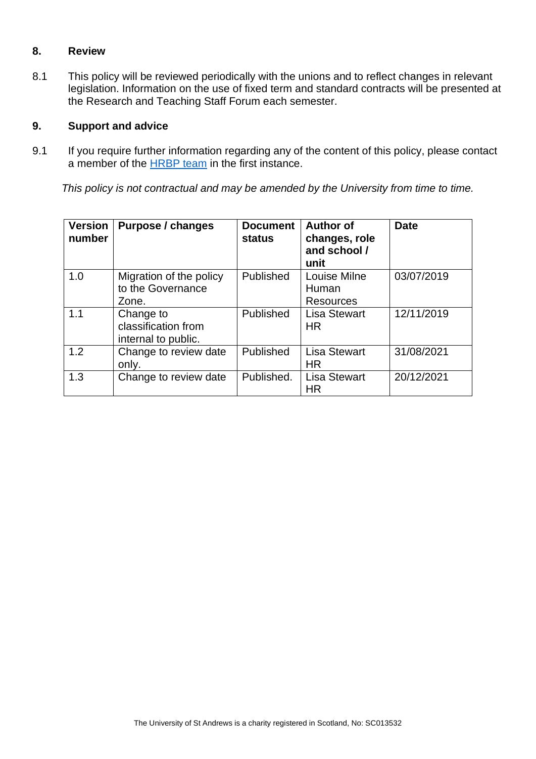## 8. Review

8.1 This policy will be reviewed periodically with the unions and to reflect changes in relevant legislation. Information on the use of fixed term and standard contracts will be presented at the Research and Teaching Staff Forum each semester.

## 9. Support and advice

9.1 If you require further information regarding any of the content of this policy, please contact a member of the [HRBP team](#) in the first instance.

*This policy is not contractual and may be amended by the University from time to time.*

| Version number | Purpose / changes | Document status | Author of changes, role and school / unit | Date |
|---|---|---|---|---|
| 1.0 | Migration of the policy to the Governance Zone. | Published | Louise Milne Human Resources | 03/07/2019 |
| 1.1 | Change to classification from internal to public. | Published | Lisa Stewart HR | 12/11/2019 |
| 1.2 | Change to review date only. | Published | Lisa Stewart HR | 31/08/2021 |
| 1.3 | Change to review date | Published. | Lisa Stewart HR | 20/12/2021 |

The University of St Andrews is a charity registered in Scotland, No: SC013532